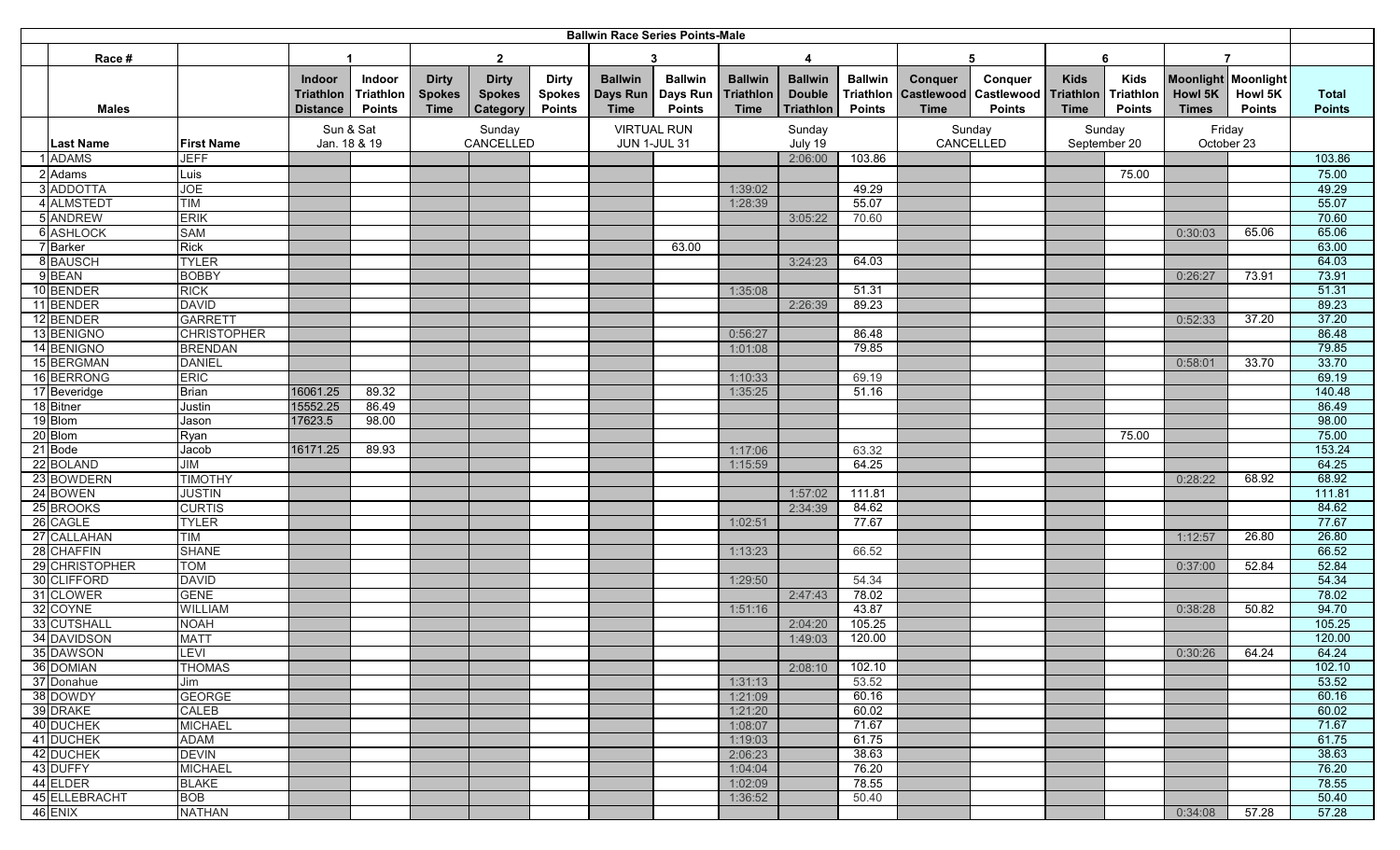# Ballwin Race Series Points-Male

| Race # | | 1 | | 2 | | | 3 | | 4 | | | 5 | | 6 | | 7 | | |
|---|---|---|---|---|---|---|---|---|---|---|---|---|---|---|---|---|---|---|
| **Males** | | **Indoor Triathlon Distance** | **Indoor Triathlon Points** | **Dirty Spokes Time** | **Dirty Spokes Category** | **Dirty Spokes Points** | **Ballwin Days Run Time** | **Ballwin Days Run Points** | **Ballwin Triathlon Time** | **Ballwin Double Triathlon** | **Ballwin Triathlon Points** | **Conquer Castlewood Time** | **Conquer Castlewood Points** | **Kids Triathlon Time** | **Kids Triathlon Points** | **Moonlight Howl 5K Times** | **Moonlight Howl 5K Points** | **Total Points** |
| **Last Name** | **First Name** | Sun & Sat Jan. 18 & 19 | | Sunday CANCELLED | | | VIRTUAL RUN JUN 1-JUL 31 | | Sunday July 19 | | | Sunday CANCELLED | | Sunday September 20 | | Friday October 23 | | |
| 1 ADAMS | JEFF | | | | | | | | | 2:06:00 | 103.86 | | | | | | | 103.86 |
| 2 Adams | Luis | | | | | | | | | | | | | | 75.00 | | | 75.00 |
| 3 ADDOTTA | JOE | | | | | | | | 1:39:02 | | 49.29 | | | | | | | 49.29 |
| 4 ALMSTEDT | TIM | | | | | | | | 1:28:39 | | 55.07 | | | | | | | 55.07 |
| 5 ANDREW | ERIK | | | | | | | | | 3:05:22 | 70.60 | | | | | | | 70.60 |
| 6 ASHLOCK | SAM | | | | | | | | | | | | | | | 0:30:03 | 65.06 | 65.06 |
| 7 Barker | Rick | | | | | | | 63.00 | | | | | | | | | | 63.00 |
| 8 BAUSCH | TYLER | | | | | | | | | 3:24:23 | 64.03 | | | | | | | 64.03 |
| 9 BEAN | BOBBY | | | | | | | | | | | | | | | 0:26:27 | 73.91 | 73.91 |
| 10 BENDER | RICK | | | | | | | | 1:35:08 | | 51.31 | | | | | | | 51.31 |
| 11 BENDER | DAVID | | | | | | | | | 2:26:39 | 89.23 | | | | | | | 89.23 |
| 12 BENDER | GARRETT | | | | | | | | | | | | | | | 0:52:33 | 37.20 | 37.20 |
| 13 BENIGNO | CHRISTOPHER | | | | | | | | 0:56:27 | | 86.48 | | | | | | | 86.48 |
| 14 BENIGNO | BRENDAN | | | | | | | | 1:01:08 | | 79.85 | | | | | | | 79.85 |
| 15 BERGMAN | DANIEL | | | | | | | | | | | | | | | 0:58:01 | 33.70 | 33.70 |
| 16 BERRONG | ERIC | | | | | | | | 1:10:33 | | 69.19 | | | | | | | 69.19 |
| 17 Beveridge | Brian | 16061.25 | 89.32 | | | | | | 1:35:25 | | 51.16 | | | | | | | 140.48 |
| 18 Bitner | Justin | 15552.25 | 86.49 | | | | | | | | | | | | | | | 86.49 |
| 19 Blom | Jason | 17623.5 | 98.00 | | | | | | | | | | | | | | | 98.00 |
| 20 Blom | Ryan | | | | | | | | | | | | | | 75.00 | | | 75.00 |
| 21 Bode | Jacob | 16171.25 | 89.93 | | | | | | 1:17:06 | | 63.32 | | | | | | | 153.24 |
| 22 BOLAND | JIM | | | | | | | | 1:15:59 | | 64.25 | | | | | | | 64.25 |
| 23 BOWDERN | TIMOTHY | | | | | | | | | | | | | | | 0:28:22 | 68.92 | 68.92 |
| 24 BOWEN | JUSTIN | | | | | | | | | 1:57:02 | 111.81 | | | | | | | 111.81 |
| 25 BROOKS | CURTIS | | | | | | | | | 2:34:39 | 84.62 | | | | | | | 84.62 |
| 26 CAGLE | TYLER | | | | | | | | 1:02:51 | | 77.67 | | | | | | | 77.67 |
| 27 CALLAHAN | TIM | | | | | | | | | | | | | | | 1:12:57 | 26.80 | 26.80 |
| 28 CHAFFIN | SHANE | | | | | | | | 1:13:23 | | 66.52 | | | | | | | 66.52 |
| 29 CHRISTOPHER | TOM | | | | | | | | | | | | | | | 0:37:00 | 52.84 | 52.84 |
| 30 CLIFFORD | DAVID | | | | | | | | 1:29:50 | | 54.34 | | | | | | | 54.34 |
| 31 CLOWER | GENE | | | | | | | | | 2:47:43 | 78.02 | | | | | | | 78.02 |
| 32 COYNE | WILLIAM | | | | | | | | 1:51:16 | | 43.87 | | | | | 0:38:28 | 50.82 | 94.70 |
| 33 CUTSHALL | NOAH | | | | | | | | | 2:04:20 | 105.25 | | | | | | | 105.25 |
| 34 DAVIDSON | MATT | | | | | | | | | 1:49:03 | 120.00 | | | | | | | 120.00 |
| 35 DAWSON | LEVI | | | | | | | | | | | | | | | 0:30:26 | 64.24 | 64.24 |
| 36 DOMIAN | THOMAS | | | | | | | | | 2:08:10 | 102.10 | | | | | | | 102.10 |
| 37 Donahue | Jim | | | | | | | | 1:31:13 | | 53.52 | | | | | | | 53.52 |
| 38 DOWDY | GEORGE | | | | | | | | 1:21:09 | | 60.16 | | | | | | | 60.16 |
| 39 DRAKE | CALEB | | | | | | | | 1:21:20 | | 60.02 | | | | | | | 60.02 |
| 40 DUCHEK | MICHAEL | | | | | | | | 1:08:07 | | 71.67 | | | | | | | 71.67 |
| 41 DUCHEK | ADAM | | | | | | | | 1:19:03 | | 61.75 | | | | | | | 61.75 |
| 42 DUCHEK | DEVIN | | | | | | | | 2:06:23 | | 38.63 | | | | | | | 38.63 |
| 43 DUFFY | MICHAEL | | | | | | | | 1:04:04 | | 76.20 | | | | | | | 76.20 |
| 44 ELDER | BLAKE | | | | | | | | 1:02:09 | | 78.55 | | | | | | | 78.55 |
| 45 ELLEBRACHT | BOB | | | | | | | | 1:36:52 | | 50.40 | | | | | | | 50.40 |
| 46 ENIX | NATHAN | | | | | | | | | | | | | | | 0:34:08 | 57.28 | 57.28 |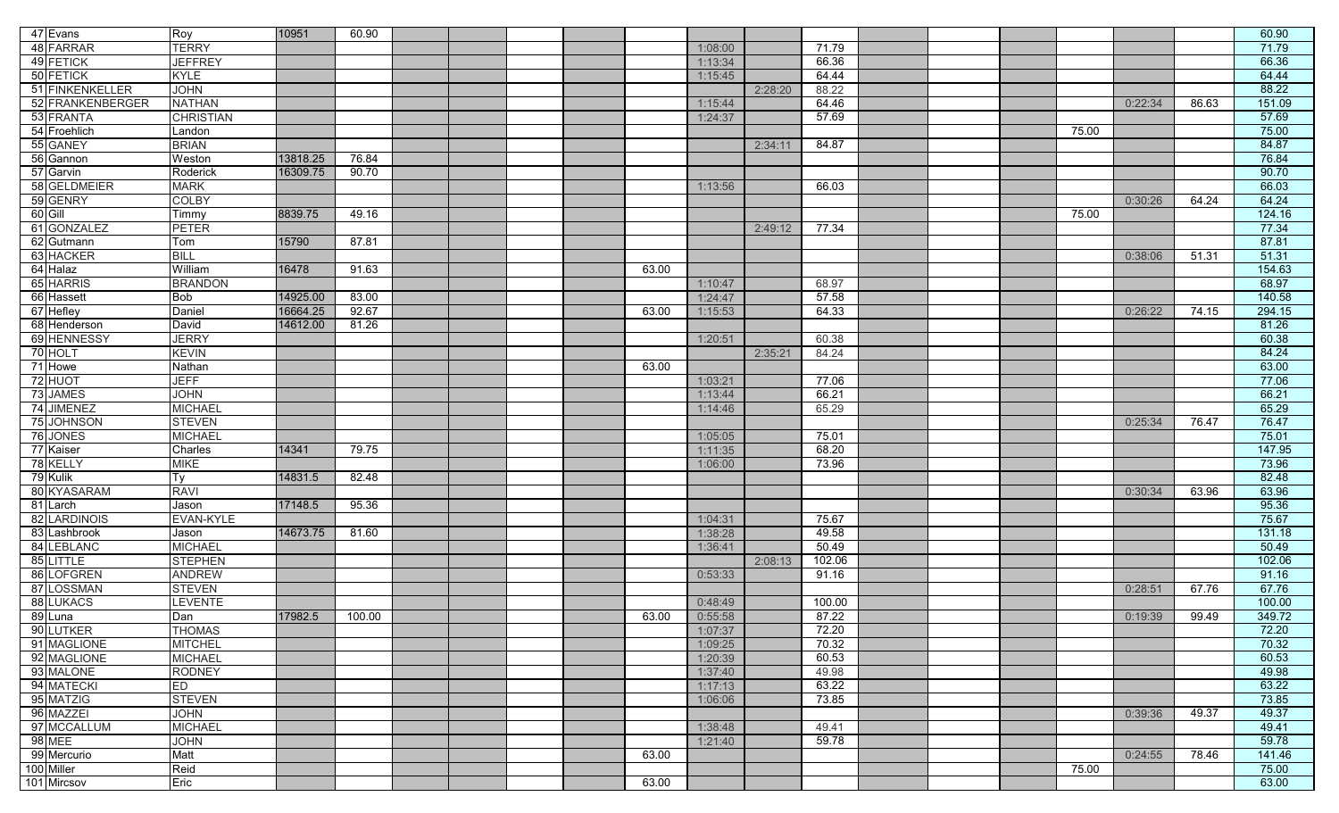| | | | | | | | | | | | | | | | | | | | |
|---|---|---|---|---|---|---|---|---|---|---|---|---|---|---|---|---|---|---|---|
| 47 | Evans | Roy | 10951 | 60.90 | | | | | | | | | | | | | | | 60.90 |
| 48 | FARRAR | TERRY | | | | | | | | 1:08:00 | | 71.79 | | | | | | | 71.79 |
| 49 | FETICK | JEFFREY | | | | | | | | 1:13:34 | | 66.36 | | | | | | | 66.36 |
| 50 | FETICK | KYLE | | | | | | | | 1:15:45 | | 64.44 | | | | | | | 64.44 |
| 51 | FINKENKELLER | JOHN | | | | | | | | | 2:28:20 | 88.22 | | | | | | | 88.22 |
| 52 | FRANKENBERGER | NATHAN | | | | | | | | 1:15:44 | | 64.46 | | | | | 0:22:34 | 86.63 | 151.09 |
| 53 | FRANTA | CHRISTIAN | | | | | | | | 1:24:37 | | 57.69 | | | | | | | 57.69 |
| 54 | Froehlich | Landon | | | | | | | | | | | | | | 75.00 | | | 75.00 |
| 55 | GANEY | BRIAN | | | | | | | | | 2:34:11 | 84.87 | | | | | | | 84.87 |
| 56 | Gannon | Weston | 13818.25 | 76.84 | | | | | | | | | | | | | | | 76.84 |
| 57 | Garvin | Roderick | 16309.75 | 90.70 | | | | | | | | | | | | | | | 90.70 |
| 58 | GELDMEIER | MARK | | | | | | | | 1:13:56 | | 66.03 | | | | | | | 66.03 |
| 59 | GENRY | COLBY | | | | | | | | | | | | | | | 0:30:26 | 64.24 | 64.24 |
| 60 | Gill | Timmy | 8839.75 | 49.16 | | | | | | | | | | | | 75.00 | | | 124.16 |
| 61 | GONZALEZ | PETER | | | | | | | | | 2:49:12 | 77.34 | | | | | | | 77.34 |
| 62 | Gutmann | Tom | 15790 | 87.81 | | | | | | | | | | | | | | | 87.81 |
| 63 | HACKER | BILL | | | | | | | | | | | | | | | 0:38:06 | 51.31 | 51.31 |
| 64 | Halaz | William | 16478 | 91.63 | | | | | 63.00 | | | | | | | | | | 154.63 |
| 65 | HARRIS | BRANDON | | | | | | | | 1:10:47 | | 68.97 | | | | | | | 68.97 |
| 66 | Hassett | Bob | 14925.00 | 83.00 | | | | | | 1:24:47 | | 57.58 | | | | | | | 140.58 |
| 67 | Hefley | Daniel | 16664.25 | 92.67 | | | | | 63.00 | 1:15:53 | | 64.33 | | | | | 0:26:22 | 74.15 | 294.15 |
| 68 | Henderson | David | 14612.00 | 81.26 | | | | | | | | | | | | | | | 81.26 |
| 69 | HENNESSY | JERRY | | | | | | | | 1:20:51 | | 60.38 | | | | | | | 60.38 |
| 70 | HOLT | KEVIN | | | | | | | | | 2:35:21 | 84.24 | | | | | | | 84.24 |
| 71 | Howe | Nathan | | | | | | | 63.00 | | | | | | | | | | 63.00 |
| 72 | HUOT | JEFF | | | | | | | | 1:03:21 | | 77.06 | | | | | | | 77.06 |
| 73 | JAMES | JOHN | | | | | | | | 1:13:44 | | 66.21 | | | | | | | 66.21 |
| 74 | JIMENEZ | MICHAEL | | | | | | | | 1:14:46 | | 65.29 | | | | | | | 65.29 |
| 75 | JOHNSON | STEVEN | | | | | | | | | | | | | | | 0:25:34 | 76.47 | 76.47 |
| 76 | JONES | MICHAEL | | | | | | | | 1:05:05 | | 75.01 | | | | | | | 75.01 |
| 77 | Kaiser | Charles | 14341 | 79.75 | | | | | | 1:11:35 | | 68.20 | | | | | | | 147.95 |
| 78 | KELLY | MIKE | | | | | | | | 1:06:00 | | 73.96 | | | | | | | 73.96 |
| 79 | Kulik | Ty | 14831.5 | 82.48 | | | | | | | | | | | | | | | 82.48 |
| 80 | KYASARAM | RAVI | | | | | | | | | | | | | | | 0:30:34 | 63.96 | 63.96 |
| 81 | Larch | Jason | 17148.5 | 95.36 | | | | | | | | | | | | | | | 95.36 |
| 82 | LARDINOIS | EVAN-KYLE | | | | | | | | 1:04:31 | | 75.67 | | | | | | | 75.67 |
| 83 | Lashbrook | Jason | 14673.75 | 81.60 | | | | | | 1:38:28 | | 49.58 | | | | | | | 131.18 |
| 84 | LEBLANC | MICHAEL | | | | | | | | 1:36:41 | | 50.49 | | | | | | | 50.49 |
| 85 | LITTLE | STEPHEN | | | | | | | | | 2:08:13 | 102.06 | | | | | | | 102.06 |
| 86 | LOFGREN | ANDREW | | | | | | | | 0:53:33 | | 91.16 | | | | | | | 91.16 |
| 87 | LOSSMAN | STEVEN | | | | | | | | | | | | | | | 0:28:51 | 67.76 | 67.76 |
| 88 | LUKACS | LEVENTE | | | | | | | | 0:48:49 | | 100.00 | | | | | | | 100.00 |
| 89 | Luna | Dan | 17982.5 | 100.00 | | | | | 63.00 | 0:55:58 | | 87.22 | | | | | 0:19:39 | 99.49 | 349.72 |
| 90 | LUTKER | THOMAS | | | | | | | | 1:07:37 | | 72.20 | | | | | | | 72.20 |
| 91 | MAGLIONE | MITCHEL | | | | | | | | 1:09:25 | | 70.32 | | | | | | | 70.32 |
| 92 | MAGLIONE | MICHAEL | | | | | | | | 1:20:39 | | 60.53 | | | | | | | 60.53 |
| 93 | MALONE | RODNEY | | | | | | | | 1:37:40 | | 49.98 | | | | | | | 49.98 |
| 94 | MATECKI | ED | | | | | | | | 1:17:13 | | 63.22 | | | | | | | 63.22 |
| 95 | MATZIG | STEVEN | | | | | | | | 1:06:06 | | 73.85 | | | | | | | 73.85 |
| 96 | MAZZEI | JOHN | | | | | | | | | | | | | | | 0:39:36 | 49.37 | 49.37 |
| 97 | MCCALLUM | MICHAEL | | | | | | | | 1:38:48 | | 49.41 | | | | | | | 49.41 |
| 98 | MEE | JOHN | | | | | | | | 1:21:40 | | 59.78 | | | | | | | 59.78 |
| 99 | Mercurio | Matt | | | | | | | 63.00 | | | | | | | | 0:24:55 | 78.46 | 141.46 |
| 100 | Miller | Reid | | | | | | | | | | | | | | 75.00 | | | 75.00 |
| 101 | Mircsov | Eric | | | | | | | 63.00 | | | | | | | | | | 63.00 |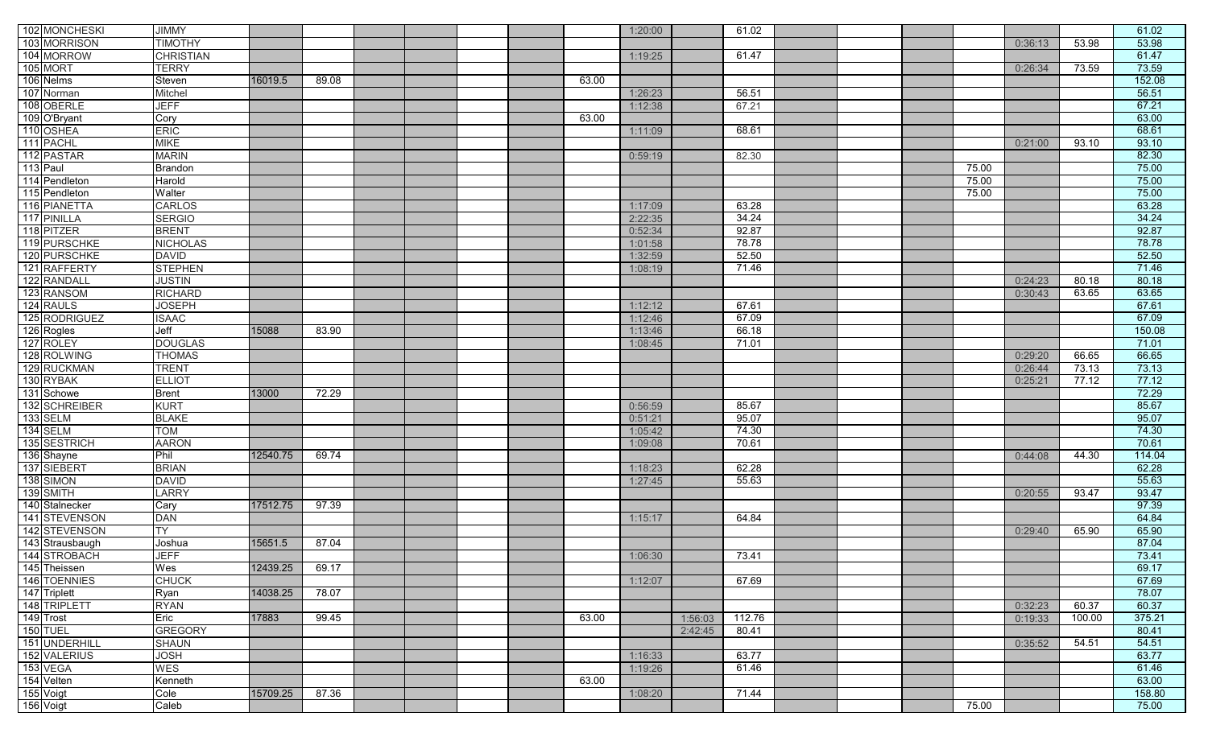| | | | | | | | | | | | | | | | | | | | |
|---|---|---|---|---|---|---|---|---|---|---|---|---|---|---|---|---|---|---|---|
| 102 | MONCHESKI | JIMMY | | | | | | | | 1:20:00 | | 61.02 | | | | | | | 61.02 |
| 103 | MORRISON | TIMOTHY | | | | | | | | | | | | | | | 0:36:13 | 53.98 | 53.98 |
| 104 | MORROW | CHRISTIAN | | | | | | | | 1:19:25 | | 61.47 | | | | | | | 61.47 |
| 105 | MORT | TERRY | | | | | | | | | | | | | | | 0:26:34 | 73.59 | 73.59 |
| 106 | Nelms | Steven | 16019.5 | 89.08 | | | | | 63.00 | | | | | | | | | | 152.08 |
| 107 | Norman | Mitchel | | | | | | | | 1:26:23 | | 56.51 | | | | | | | 56.51 |
| 108 | OBERLE | JEFF | | | | | | | | 1:12:38 | | 67.21 | | | | | | | 67.21 |
| 109 | O'Bryant | Cory | | | | | | | 63.00 | | | | | | | | | | 63.00 |
| 110 | OSHEA | ERIC | | | | | | | | 1:11:09 | | 68.61 | | | | | | | 68.61 |
| 111 | PACHL | MIKE | | | | | | | | | | | | | | | 0:21:00 | 93.10 | 93.10 |
| 112 | PASTAR | MARIN | | | | | | | | 0:59:19 | | 82.30 | | | | | | | 82.30 |
| 113 | Paul | Brandon | | | | | | | | | | | | | | 75.00 | | | 75.00 |
| 114 | Pendleton | Harold | | | | | | | | | | | | | | 75.00 | | | 75.00 |
| 115 | Pendleton | Walter | | | | | | | | | | | | | | 75.00 | | | 75.00 |
| 116 | PIANETTA | CARLOS | | | | | | | | 1:17:09 | | 63.28 | | | | | | | 63.28 |
| 117 | PINILLA | SERGIO | | | | | | | | 2:22:35 | | 34.24 | | | | | | | 34.24 |
| 118 | PITZER | BRENT | | | | | | | | 0:52:34 | | 92.87 | | | | | | | 92.87 |
| 119 | PURSCHKE | NICHOLAS | | | | | | | | 1:01:58 | | 78.78 | | | | | | | 78.78 |
| 120 | PURSCHKE | DAVID | | | | | | | | 1:32:59 | | 52.50 | | | | | | | 52.50 |
| 121 | RAFFERTY | STEPHEN | | | | | | | | 1:08:19 | | 71.46 | | | | | | | 71.46 |
| 122 | RANDALL | JUSTIN | | | | | | | | | | | | | | | 0:24:23 | 80.18 | 80.18 |
| 123 | RANSOM | RICHARD | | | | | | | | | | | | | | | 0:30:43 | 63.65 | 63.65 |
| 124 | RAULS | JOSEPH | | | | | | | | 1:12:12 | | 67.61 | | | | | | | 67.61 |
| 125 | RODRIGUEZ | ISAAC | | | | | | | | 1:12:46 | | 67.09 | | | | | | | 67.09 |
| 126 | Rogles | Jeff | 15088 | 83.90 | | | | | | 1:13:46 | | 66.18 | | | | | | | 150.08 |
| 127 | ROLEY | DOUGLAS | | | | | | | | 1:08:45 | | 71.01 | | | | | | | 71.01 |
| 128 | ROLWING | THOMAS | | | | | | | | | | | | | | | 0:29:20 | 66.65 | 66.65 |
| 129 | RUCKMAN | TRENT | | | | | | | | | | | | | | | 0:26:44 | 73.13 | 73.13 |
| 130 | RYBAK | ELLIOT | | | | | | | | | | | | | | | 0:25:21 | 77.12 | 77.12 |
| 131 | Schowe | Brent | 13000 | 72.29 | | | | | | | | | | | | | | | 72.29 |
| 132 | SCHREIBER | KURT | | | | | | | | 0:56:59 | | 85.67 | | | | | | | 85.67 |
| 133 | SELM | BLAKE | | | | | | | | 0:51:21 | | 95.07 | | | | | | | 95.07 |
| 134 | SELM | TOM | | | | | | | | 1:05:42 | | 74.30 | | | | | | | 74.30 |
| 135 | SESTRICH | AARON | | | | | | | | 1:09:08 | | 70.61 | | | | | | | 70.61 |
| 136 | Shayne | Phil | 12540.75 | 69.74 | | | | | | | | | | | | | 0:44:08 | 44.30 | 114.04 |
| 137 | SIEBERT | BRIAN | | | | | | | | 1:18:23 | | 62.28 | | | | | | | 62.28 |
| 138 | SIMON | DAVID | | | | | | | | 1:27:45 | | 55.63 | | | | | | | 55.63 |
| 139 | SMITH | LARRY | | | | | | | | | | | | | | | 0:20:55 | 93.47 | 93.47 |
| 140 | Stalnecker | Cary | 17512.75 | 97.39 | | | | | | | | | | | | | | | 97.39 |
| 141 | STEVENSON | DAN | | | | | | | | 1:15:17 | | 64.84 | | | | | | | 64.84 |
| 142 | STEVENSON | TY | | | | | | | | | | | | | | | 0:29:40 | 65.90 | 65.90 |
| 143 | Strausbaugh | Joshua | 15651.5 | 87.04 | | | | | | | | | | | | | | | 87.04 |
| 144 | STROBACH | JEFF | | | | | | | | 1:06:30 | | 73.41 | | | | | | | 73.41 |
| 145 | Theissen | Wes | 12439.25 | 69.17 | | | | | | | | | | | | | | | 69.17 |
| 146 | TOENNIES | CHUCK | | | | | | | | 1:12:07 | | 67.69 | | | | | | | 67.69 |
| 147 | Triplett | Ryan | 14038.25 | 78.07 | | | | | | | | | | | | | | | 78.07 |
| 148 | TRIPLETT | RYAN | | | | | | | | | | | | | | | 0:32:23 | 60.37 | 60.37 |
| 149 | Trost | Eric | 17883 | 99.45 | | | | | 63.00 | | 1:56:03 | 112.76 | | | | | 0:19:33 | 100.00 | 375.21 |
| 150 | TUEL | GREGORY | | | | | | | | | 2:42:45 | 80.41 | | | | | | | 80.41 |
| 151 | UNDERHILL | SHAUN | | | | | | | | | | | | | | | 0:35:52 | 54.51 | 54.51 |
| 152 | VALERIUS | JOSH | | | | | | | | 1:16:33 | | 63.77 | | | | | | | 63.77 |
| 153 | VEGA | WES | | | | | | | | 1:19:26 | | 61.46 | | | | | | | 61.46 |
| 154 | Velten | Kenneth | | | | | | | 63.00 | | | | | | | | | | 63.00 |
| 155 | Voigt | Cole | 15709.25 | 87.36 | | | | | | 1:08:20 | | 71.44 | | | | | | | 158.80 |
| 156 | Voigt | Caleb | | | | | | | | | | | | | | 75.00 | | | 75.00 |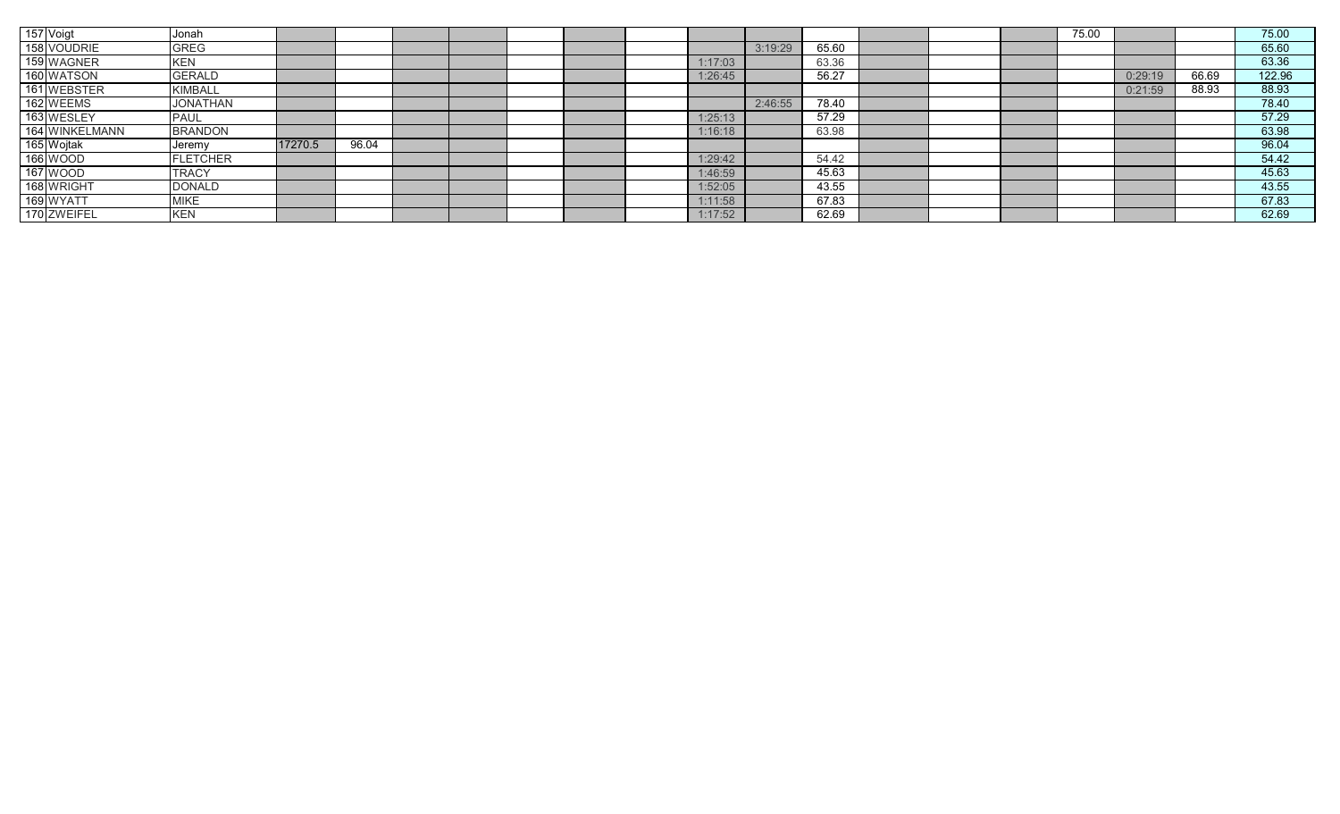| | | | | | | | | | | | | | | | | | | | |
|---|---|---|---|---|---|---|---|---|---|---|---|---|---|---|---|---|---|---|---|
| 157 | Voigt | Jonah | | | | | | | | | | | | | | 75.00 | | | 75.00 |
| 158 | VOUDRIE | GREG | | | | | | | | | 3:19:29 | 65.60 | | | | | | | 65.60 |
| 159 | WAGNER | KEN | | | | | | | | 1:17:03 | | 63.36 | | | | | | | 63.36 |
| 160 | WATSON | GERALD | | | | | | | | 1:26:45 | | 56.27 | | | | | 0:29:19 | 66.69 | 122.96 |
| 161 | WEBSTER | KIMBALL | | | | | | | | | | | | | | | 0:21:59 | 88.93 | 88.93 |
| 162 | WEEMS | JONATHAN | | | | | | | | | 2:46:55 | 78.40 | | | | | | | 78.40 |
| 163 | WESLEY | PAUL | | | | | | | | 1:25:13 | | 57.29 | | | | | | | 57.29 |
| 164 | WINKELMANN | BRANDON | | | | | | | | 1:16:18 | | 63.98 | | | | | | | 63.98 |
| 165 | Wojtak | Jeremy | 17270.5 | 96.04 | | | | | | | | | | | | | | | 96.04 |
| 166 | WOOD | FLETCHER | | | | | | | | 1:29:42 | | 54.42 | | | | | | | 54.42 |
| 167 | WOOD | TRACY | | | | | | | | 1:46:59 | | 45.63 | | | | | | | 45.63 |
| 168 | WRIGHT | DONALD | | | | | | | | 1:52:05 | | 43.55 | | | | | | | 43.55 |
| 169 | WYATT | MIKE | | | | | | | | 1:11:58 | | 67.83 | | | | | | | 67.83 |
| 170 | ZWEIFEL | KEN | | | | | | | | 1:17:52 | | 62.69 | | | | | | | 62.69 |